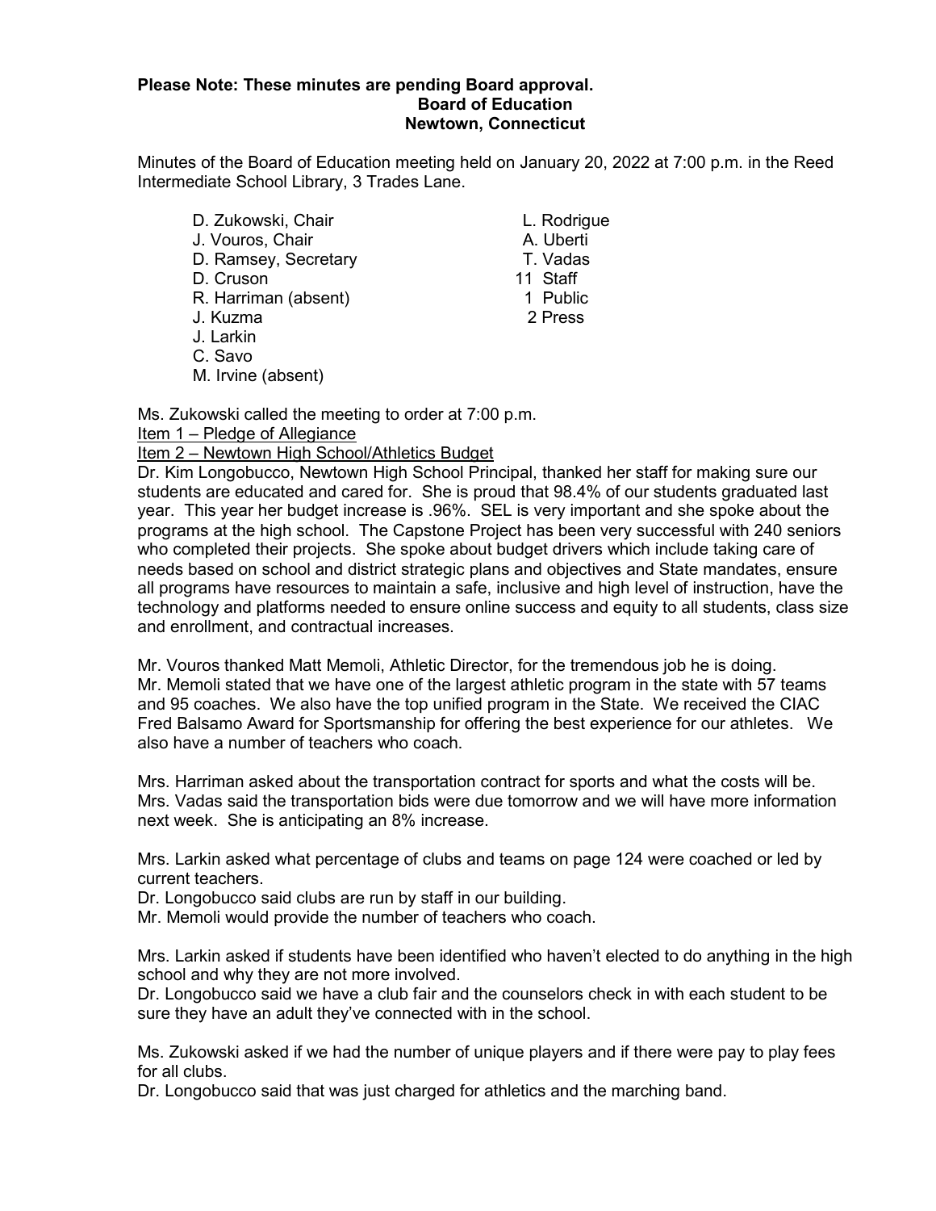**Please Note: These minutes are pending Board approval.**

**Board of Education**
**Newtown, Connecticut**

Minutes of the Board of Education meeting held on January 20, 2022 at 7:00 p.m. in the Reed Intermediate School Library, 3 Trades Lane.

D. Zukowski, Chair
J. Vouros, Chair
D. Ramsey, Secretary
D. Cruson
R. Harriman (absent)
J. Kuzma
J. Larkin
C. Savo
M. Irvine (absent)
L. Rodrigue
A. Uberti
T. Vadas
11 Staff
1 Public
2 Press

Ms. Zukowski called the meeting to order at 7:00 p.m.

Item 1 – Pledge of Allegiance

Item 2 – Newtown High School/Athletics Budget

Dr. Kim Longobucco, Newtown High School Principal, thanked her staff for making sure our students are educated and cared for. She is proud that 98.4% of our students graduated last year. This year her budget increase is .96%. SEL is very important and she spoke about the programs at the high school. The Capstone Project has been very successful with 240 seniors who completed their projects. She spoke about budget drivers which include taking care of needs based on school and district strategic plans and objectives and State mandates, ensure all programs have resources to maintain a safe, inclusive and high level of instruction, have the technology and platforms needed to ensure online success and equity to all students, class size and enrollment, and contractual increases.

Mr. Vouros thanked Matt Memoli, Athletic Director, for the tremendous job he is doing. Mr. Memoli stated that we have one of the largest athletic program in the state with 57 teams and 95 coaches. We also have the top unified program in the State. We received the CIAC Fred Balsamo Award for Sportsmanship for offering the best experience for our athletes. We also have a number of teachers who coach.

Mrs. Harriman asked about the transportation contract for sports and what the costs will be. Mrs. Vadas said the transportation bids were due tomorrow and we will have more information next week. She is anticipating an 8% increase.

Mrs. Larkin asked what percentage of clubs and teams on page 124 were coached or led by current teachers.

Dr. Longobucco said clubs are run by staff in our building.

Mr. Memoli would provide the number of teachers who coach.

Mrs. Larkin asked if students have been identified who haven't elected to do anything in the high school and why they are not more involved.

Dr. Longobucco said we have a club fair and the counselors check in with each student to be sure they have an adult they've connected with in the school.

Ms. Zukowski asked if we had the number of unique players and if there were pay to play fees for all clubs.

Dr. Longobucco said that was just charged for athletics and the marching band.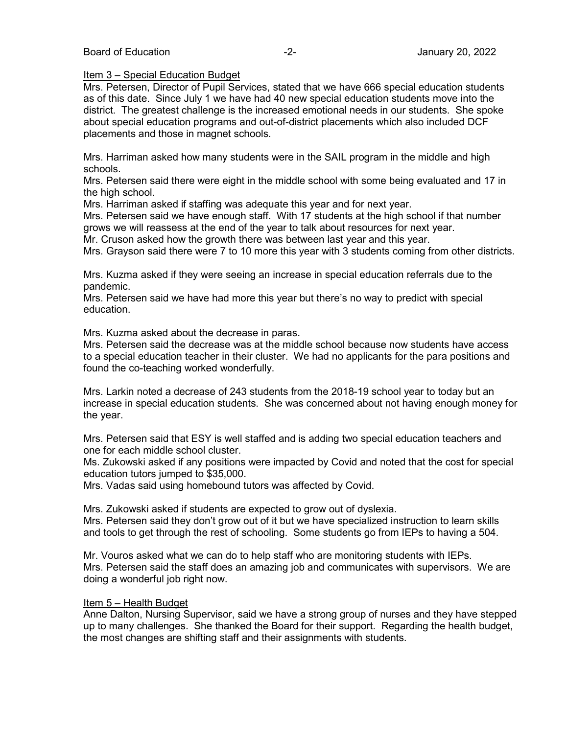Item 3 – Special Education Budget

Mrs. Petersen, Director of Pupil Services, stated that we have 666 special education students as of this date. Since July 1 we have had 40 new special education students move into the district. The greatest challenge is the increased emotional needs in our students. She spoke about special education programs and out-of-district placements which also included DCF placements and those in magnet schools.

Mrs. Harriman asked how many students were in the SAIL program in the middle and high schools.
Mrs. Petersen said there were eight in the middle school with some being evaluated and 17 in the high school.
Mrs. Harriman asked if staffing was adequate this year and for next year.
Mrs. Petersen said we have enough staff. With 17 students at the high school if that number grows we will reassess at the end of the year to talk about resources for next year.
Mr. Cruson asked how the growth there was between last year and this year.
Mrs. Grayson said there were 7 to 10 more this year with 3 students coming from other districts.

Mrs. Kuzma asked if they were seeing an increase in special education referrals due to the pandemic.
Mrs. Petersen said we have had more this year but there's no way to predict with special education.

Mrs. Kuzma asked about the decrease in paras.
Mrs. Petersen said the decrease was at the middle school because now students have access to a special education teacher in their cluster. We had no applicants for the para positions and found the co-teaching worked wonderfully.

Mrs. Larkin noted a decrease of 243 students from the 2018-19 school year to today but an increase in special education students. She was concerned about not having enough money for the year.

Mrs. Petersen said that ESY is well staffed and is adding two special education teachers and one for each middle school cluster.
Ms. Zukowski asked if any positions were impacted by Covid and noted that the cost for special education tutors jumped to $35,000.
Mrs. Vadas said using homebound tutors was affected by Covid.

Mrs. Zukowski asked if students are expected to grow out of dyslexia.
Mrs. Petersen said they don't grow out of it but we have specialized instruction to learn skills and tools to get through the rest of schooling. Some students go from IEPs to having a 504.

Mr. Vouros asked what we can do to help staff who are monitoring students with IEPs.
Mrs. Petersen said the staff does an amazing job and communicates with supervisors. We are doing a wonderful job right now.

Item 5 – Health Budget

Anne Dalton, Nursing Supervisor, said we have a strong group of nurses and they have stepped up to many challenges. She thanked the Board for their support. Regarding the health budget, the most changes are shifting staff and their assignments with students.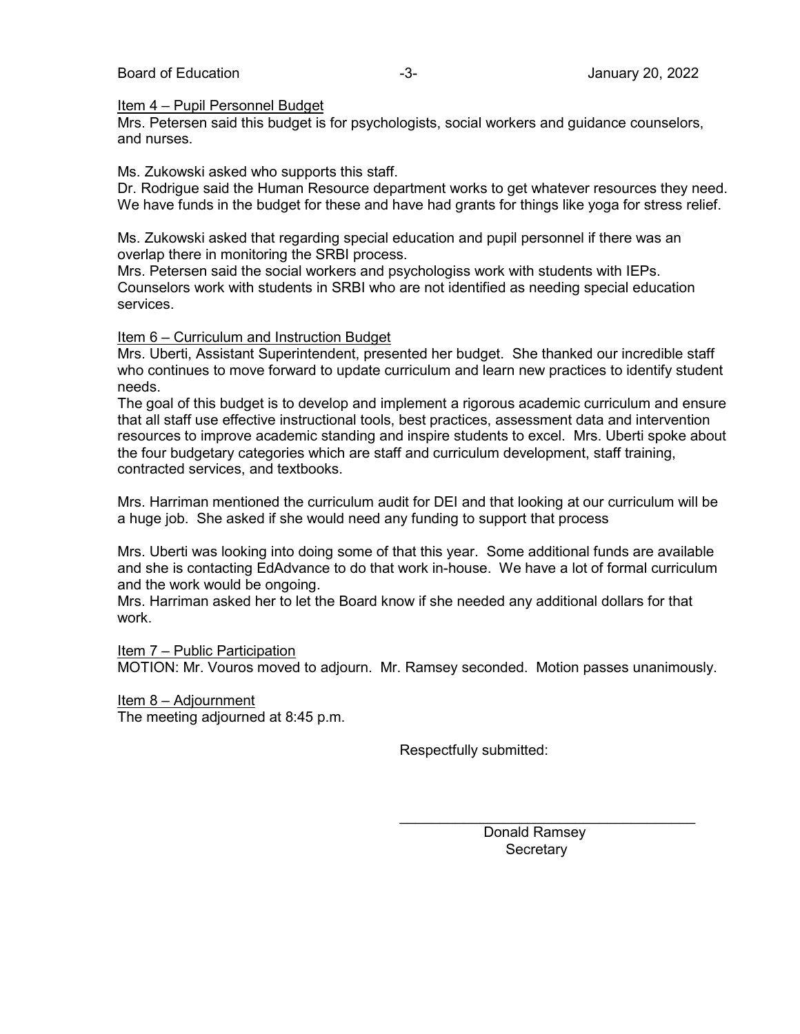Item 4 – Pupil Personnel Budget

Mrs. Petersen said this budget is for psychologists, social workers and guidance counselors, and nurses.

Ms. Zukowski asked who supports this staff.
Dr. Rodrigue said the Human Resource department works to get whatever resources they need. We have funds in the budget for these and have had grants for things like yoga for stress relief.

Ms. Zukowski asked that regarding special education and pupil personnel if there was an overlap there in monitoring the SRBI process.
Mrs. Petersen said the social workers and psychologiss work with students with IEPs. Counselors work with students in SRBI who are not identified as needing special education services.

Item 6 – Curriculum and Instruction Budget

Mrs. Uberti, Assistant Superintendent, presented her budget. She thanked our incredible staff who continues to move forward to update curriculum and learn new practices to identify student needs.
The goal of this budget is to develop and implement a rigorous academic curriculum and ensure that all staff use effective instructional tools, best practices, assessment data and intervention resources to improve academic standing and inspire students to excel. Mrs. Uberti spoke about the four budgetary categories which are staff and curriculum development, staff training, contracted services, and textbooks.

Mrs. Harriman mentioned the curriculum audit for DEI and that looking at our curriculum will be a huge job. She asked if she would need any funding to support that process

Mrs. Uberti was looking into doing some of that this year. Some additional funds are available and she is contacting EdAdvance to do that work in-house. We have a lot of formal curriculum and the work would be ongoing.
Mrs. Harriman asked her to let the Board know if she needed any additional dollars for that work.

Item 7 – Public Participation

MOTION: Mr. Vouros moved to adjourn. Mr. Ramsey seconded. Motion passes unanimously.

Item 8 – Adjournment

The meeting adjourned at 8:45 p.m.

Respectfully submitted:

\_\_\_\_\_\_\_\_\_\_\_\_\_\_\_\_\_\_\_\_\_\_\_\_\_\_\_\_\_\_\_\_\_\_\_\_

Donald Ramsey
Secretary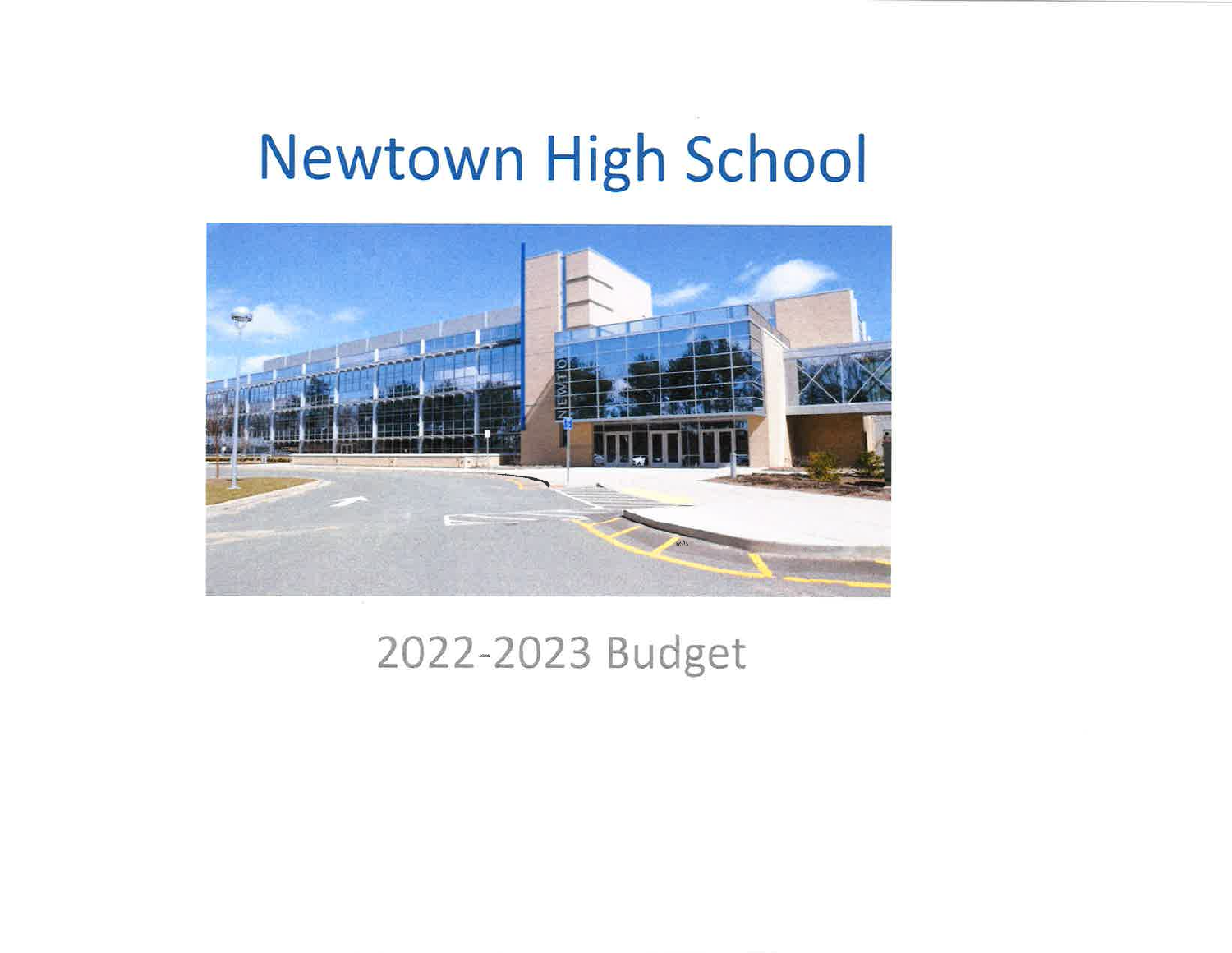# Newtown High School

2022-2023 Budget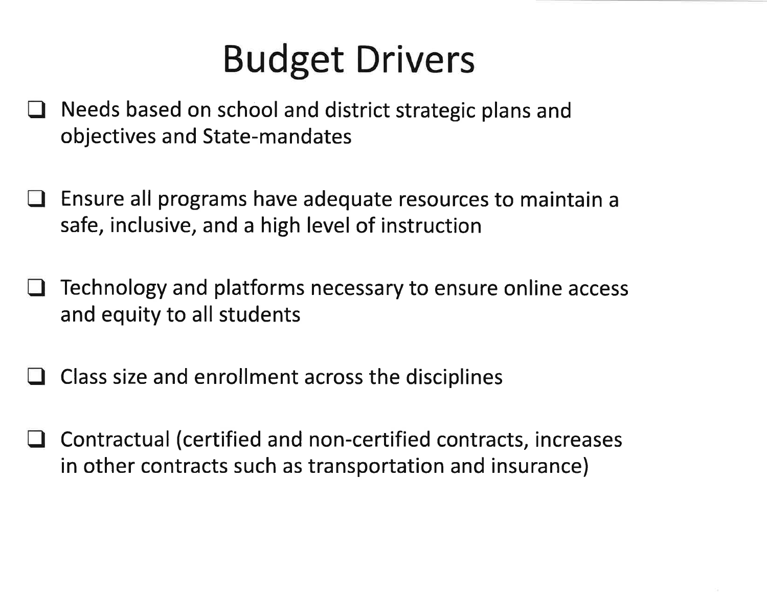# Budget Drivers

- [ ] Needs based on school and district strategic plans and objectives and State-mandates

- [ ] Ensure all programs have adequate resources to maintain a safe, inclusive, and a high level of instruction

- [ ] Technology and platforms necessary to ensure online access and equity to all students

- [ ] Class size and enrollment across the disciplines

- [ ] Contractual (certified and non-certified contracts, increases in other contracts such as transportation and insurance)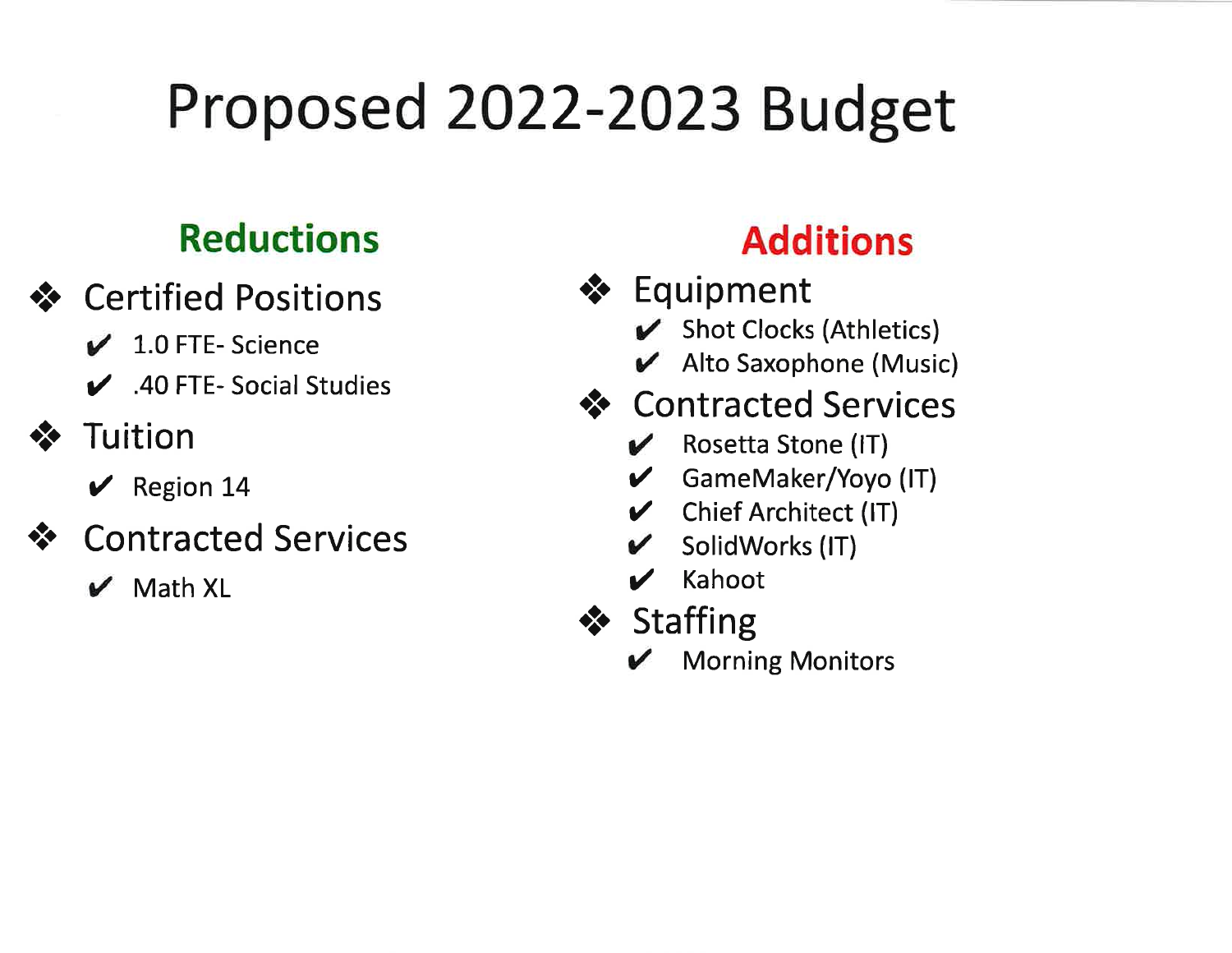# Proposed 2022-2023 Budget

## Reductions

- **Certified Positions**
  - 1.0 FTE- Science
  - .40 FTE- Social Studies
- **Tuition**
  - Region 14
- **Contracted Services**
  - Math XL

## Additions

- **Equipment**
  - Shot Clocks (Athletics)
  - Alto Saxophone (Music)
- **Contracted Services**
  - Rosetta Stone (IT)
  - GameMaker/Yoyo (IT)
  - Chief Architect (IT)
  - SolidWorks (IT)
  - Kahoot
- **Staffing**
  - Morning Monitors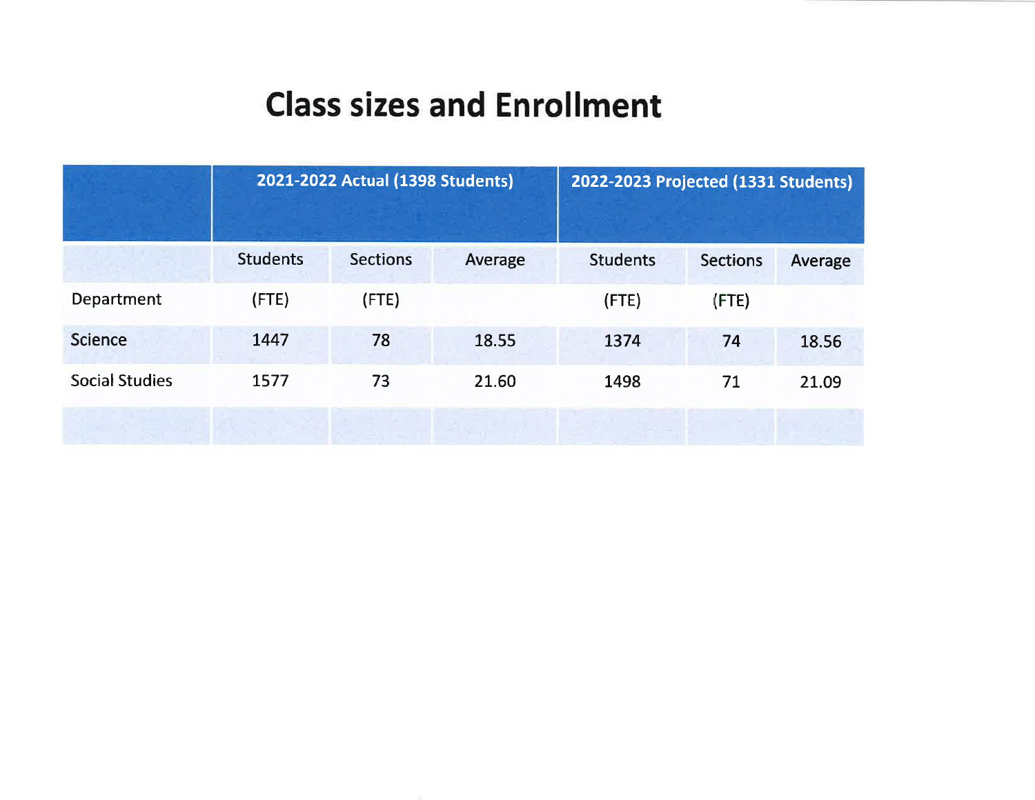# Class sizes and Enrollment

| | 2021-2022 Actual (1398 Students) | | | 2022-2023 Projected (1331 Students) | | |
|---|---|---|---|---|---|---|
| | Students | Sections | Average | Students | Sections | Average |
| Department | (FTE) | (FTE) | | (FTE) | (FTE) | |
| Science | 1447 | 78 | 18.55 | 1374 | 74 | 18.56 |
| Social Studies | 1577 | 73 | 21.60 | 1498 | 71 | 21.09 |
| | | | | | | |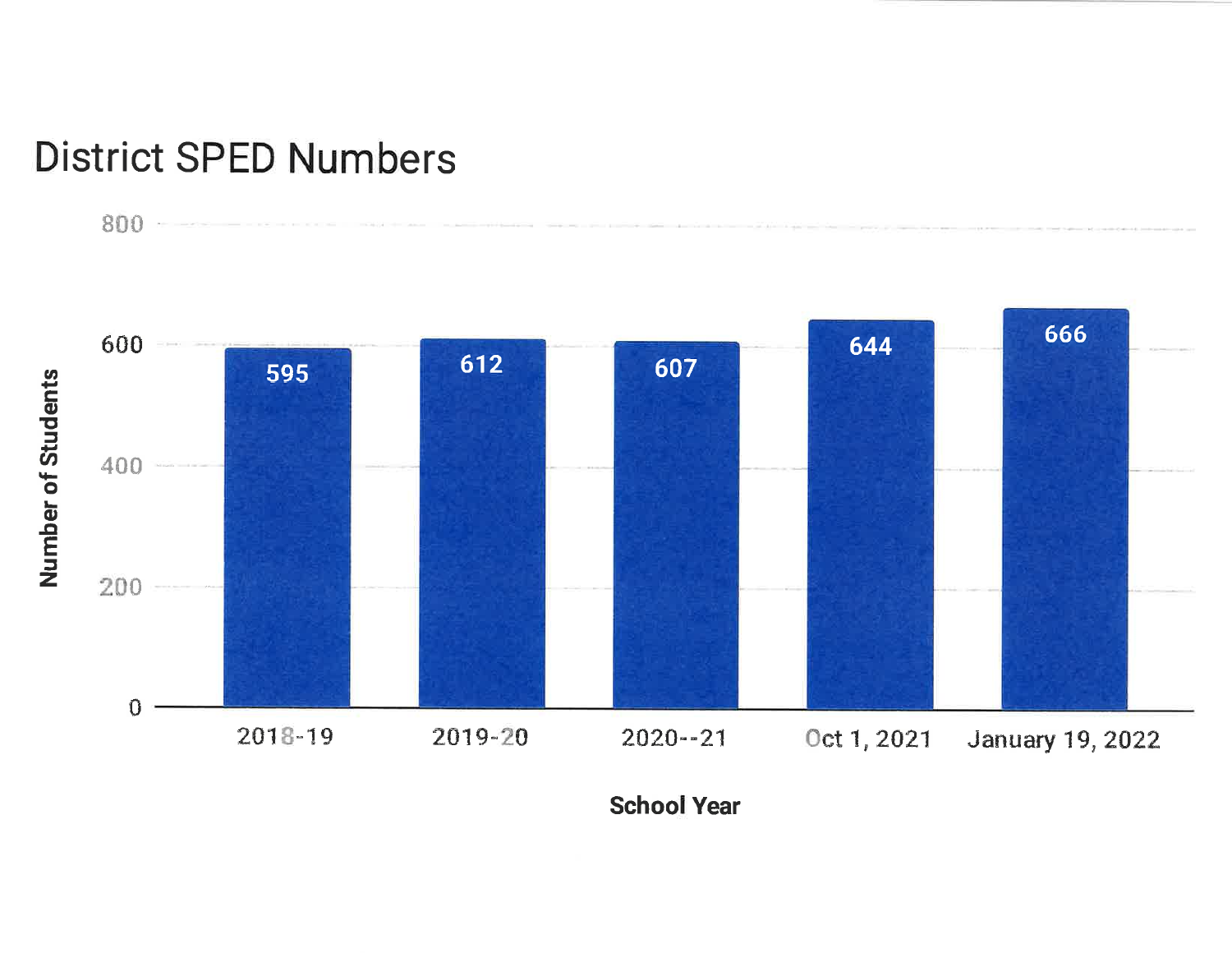# District SPED Numbers

| School Year | Number of Students |
|---|---|
| 2018-19 | 595 |
| 2019-20 | 612 |
| 2020--21 | 607 |
| Oct 1, 2021 | 644 |
| January 19, 2022 | 666 |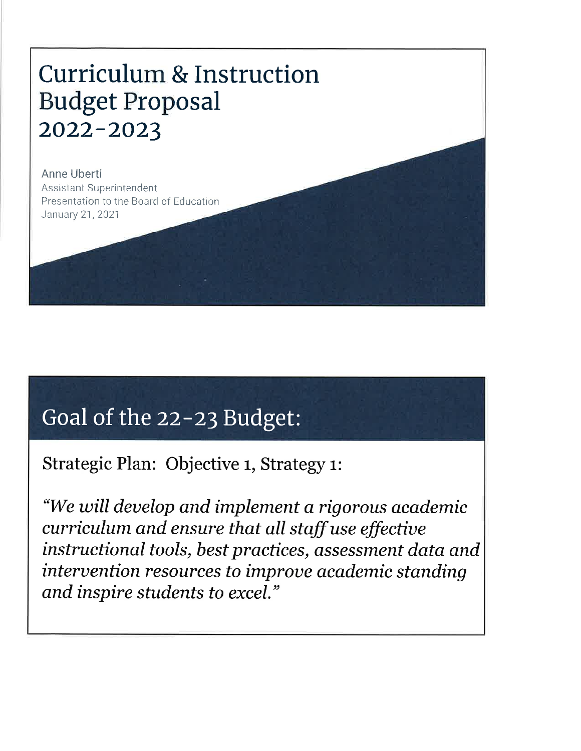# Curriculum & Instruction Budget Proposal 2022-2023

Anne Uberti
Assistant Superintendent
Presentation to the Board of Education
January 21, 2021

## Goal of the 22-23 Budget:

Strategic Plan: Objective 1, Strategy 1:

*"We will develop and implement a rigorous academic curriculum and ensure that all staff use effective instructional tools, best practices, assessment data and intervention resources to improve academic standing and inspire students to excel."*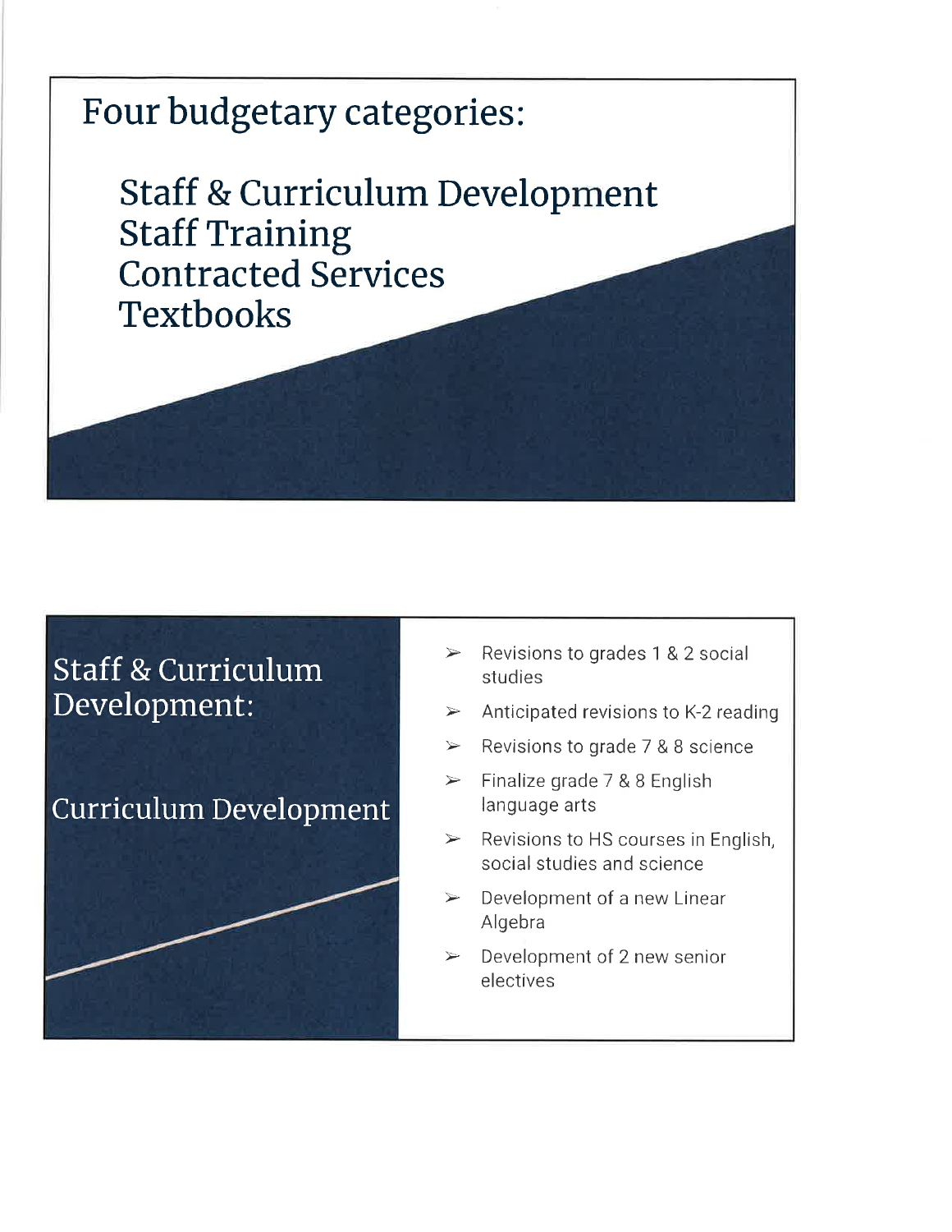# Four budgetary categories:

## Staff & Curriculum Development
## Staff Training
## Contracted Services
## Textbooks

# Staff & Curriculum Development:

## Curriculum Development

- Revisions to grades 1 & 2 social studies
- Anticipated revisions to K-2 reading
- Revisions to grade 7 & 8 science
- Finalize grade 7 & 8 English language arts
- Revisions to HS courses in English, social studies and science
- Development of a new Linear Algebra
- Development of 2 new senior electives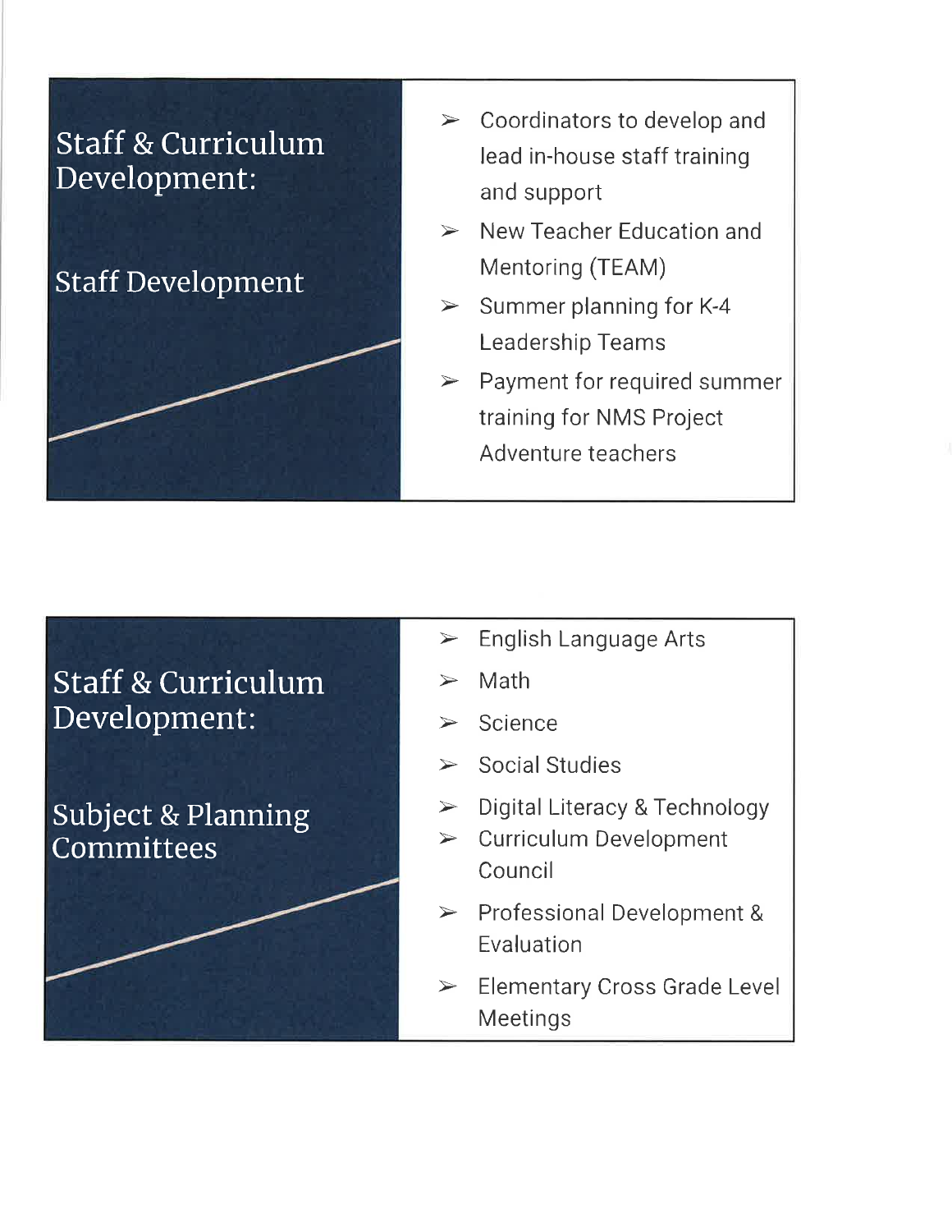## Staff & Curriculum Development:

### Staff Development

- Coordinators to develop and lead in-house staff training and support
- New Teacher Education and Mentoring (TEAM)
- Summer planning for K-4 Leadership Teams
- Payment for required summer training for NMS Project Adventure teachers

## Staff & Curriculum Development:

### Subject & Planning Committees

- English Language Arts
- Math
- Science
- Social Studies
- Digital Literacy & Technology
- Curriculum Development Council
- Professional Development & Evaluation
- Elementary Cross Grade Level Meetings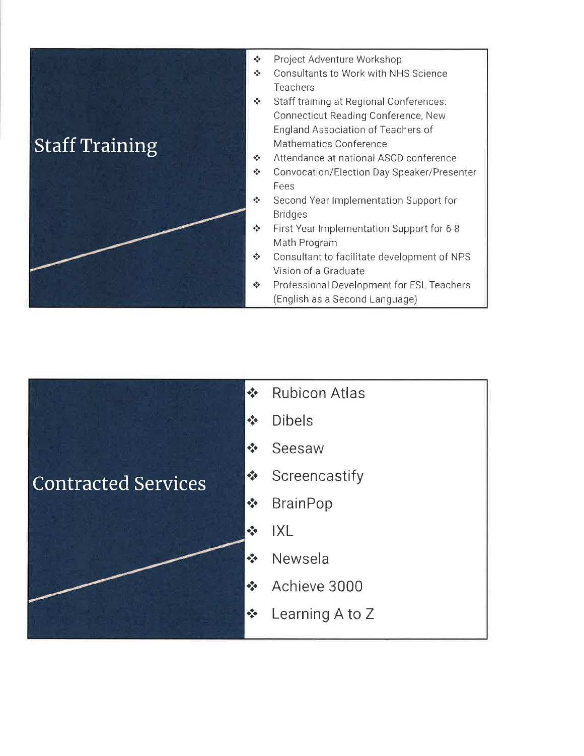## Staff Training

- Project Adventure Workshop
- Consultants to Work with NHS Science Teachers
- Staff training at Regional Conferences: Connecticut Reading Conference, New England Association of Teachers of Mathematics Conference
- Attendance at national ASCD conference
- Convocation/Election Day Speaker/Presenter Fees
- Second Year Implementation Support for Bridges
- First Year Implementation Support for 6-8 Math Program
- Consultant to facilitate development of NPS Vision of a Graduate
- Professional Development for ESL Teachers (English as a Second Language)

## Contracted Services

- Rubicon Atlas
- Dibels
- Seesaw
- Screencastify
- BrainPop
- IXL
- Newsela
- Achieve 3000
- Learning A to Z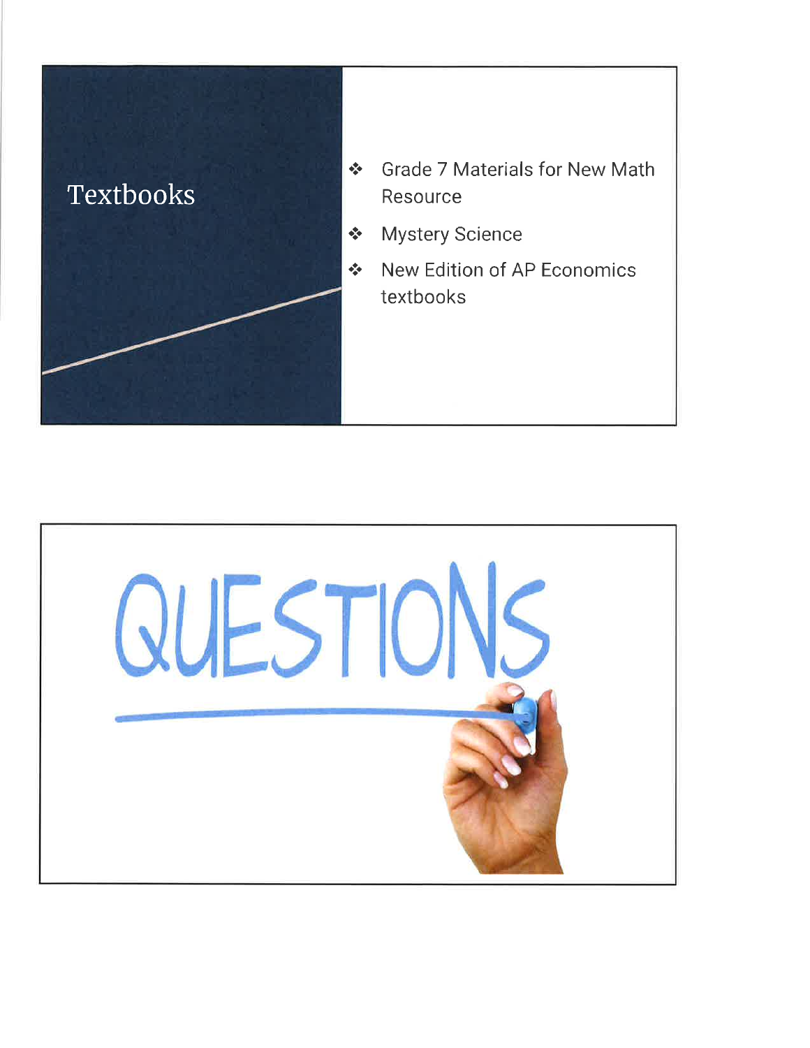## Textbooks

- Grade 7 Materials for New Math Resource
- Mystery Science
- New Edition of AP Economics textbooks

# QUESTIONS